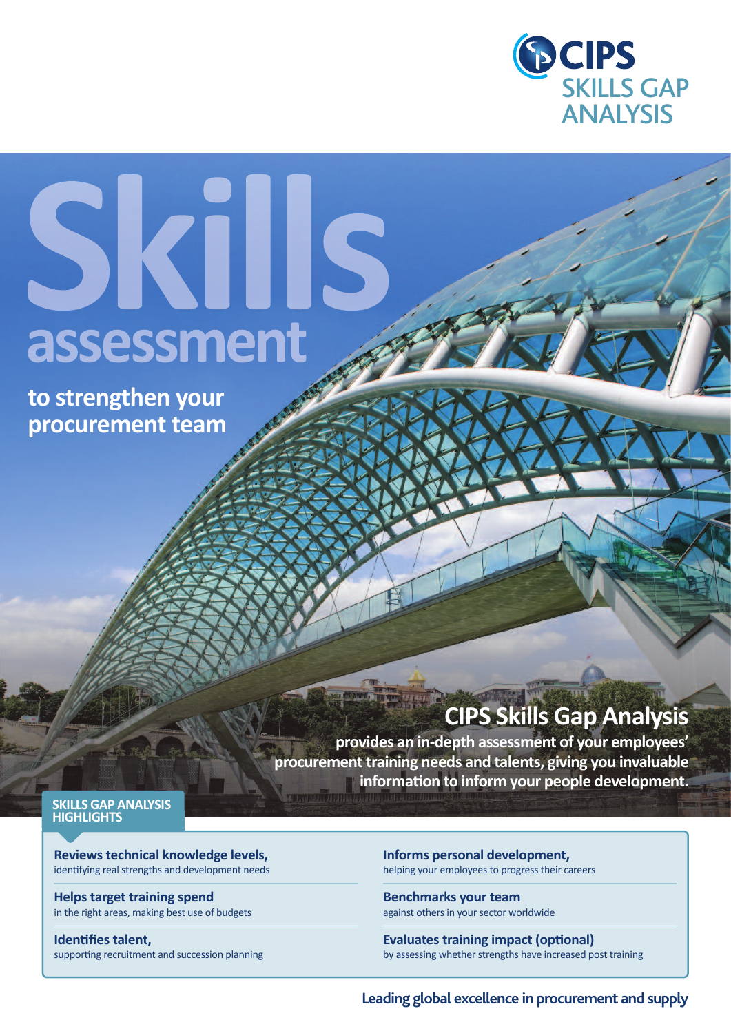CIPS SKILLS GAP ANALYSIS

# Skills assessment

## to strengthen your procurement team

## CIPS Skills Gap Analysis

**provides an in-depth assessment of your employees' procurement training needs and talents, giving you invaluable information to inform your people development.**

### SKILLS GAP ANALYSIS HIGHLIGHTS

**Reviews technical knowledge levels,**
identifying real strengths and development needs

**Helps target training spend**
in the right areas, making best use of budgets

**Identifies talent,**
supporting recruitment and succession planning

**Informs personal development,**
helping your employees to progress their careers

**Benchmarks your team**
against others in your sector worldwide

**Evaluates training impact (optional)**
by assessing whether strengths have increased post training

**Leading global excellence in procurement and supply**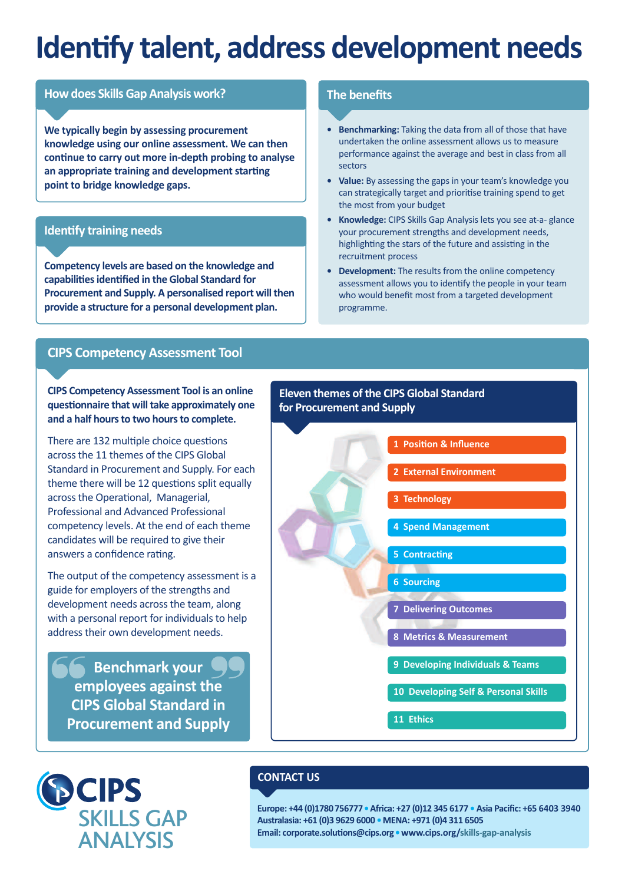# Identify talent, address development needs

## How does Skills Gap Analysis work?

**We typically begin by assessing procurement knowledge using our online assessment. We can then continue to carry out more in-depth probing to analyse an appropriate training and development starting point to bridge knowledge gaps.**

## Identify training needs

**Competency levels are based on the knowledge and capabilities identified in the Global Standard for Procurement and Supply. A personalised report will then provide a structure for a personal development plan.**

## The benefits

- **Benchmarking:** Taking the data from all of those that have undertaken the online assessment allows us to measure performance against the average and best in class from all sectors
- **Value:** By assessing the gaps in your team's knowledge you can strategically target and prioritise training spend to get the most from your budget
- **Knowledge:** CIPS Skills Gap Analysis lets you see at-a- glance your procurement strengths and development needs, highlighting the stars of the future and assisting in the recruitment process
- **Development:** The results from the online competency assessment allows you to identify the people in your team who would benefit most from a targeted development programme.

## CIPS Competency Assessment Tool

**CIPS Competency Assessment Tool is an online questionnaire that will take approximately one and a half hours to two hours to complete.**

There are 132 multiple choice questions across the 11 themes of the CIPS Global Standard in Procurement and Supply. For each theme there will be 12 questions split equally across the Operational, Managerial, Professional and Advanced Professional competency levels. At the end of each theme candidates will be required to give their answers a confidence rating.

The output of the competency assessment is a guide for employers of the strengths and development needs across the team, along with a personal report for individuals to help address their own development needs.

> **Benchmark your employees against the CIPS Global Standard in Procurement and Supply**

### Eleven themes of the CIPS Global Standard for Procurement and Supply

1. Position & Influence
2. External Environment
3. Technology
4. Spend Management
5. Contracting
6. Sourcing
7. Delivering Outcomes
8. Metrics & Measurement
9. Developing Individuals & Teams
10. Developing Self & Personal Skills
11. Ethics

CIPS
SKILLS GAP ANALYSIS

## CONTACT US

Europe: +44 (0)1780 756777 • Africa: +27 (0)12 345 6177 • Asia Pacific: +65 6403 3940
Australasia: +61 (0)3 9629 6000 • MENA: +971 (0)4 311 6505
Email: corporate.solutions@cips.org • www.cips.org/skills-gap-analysis